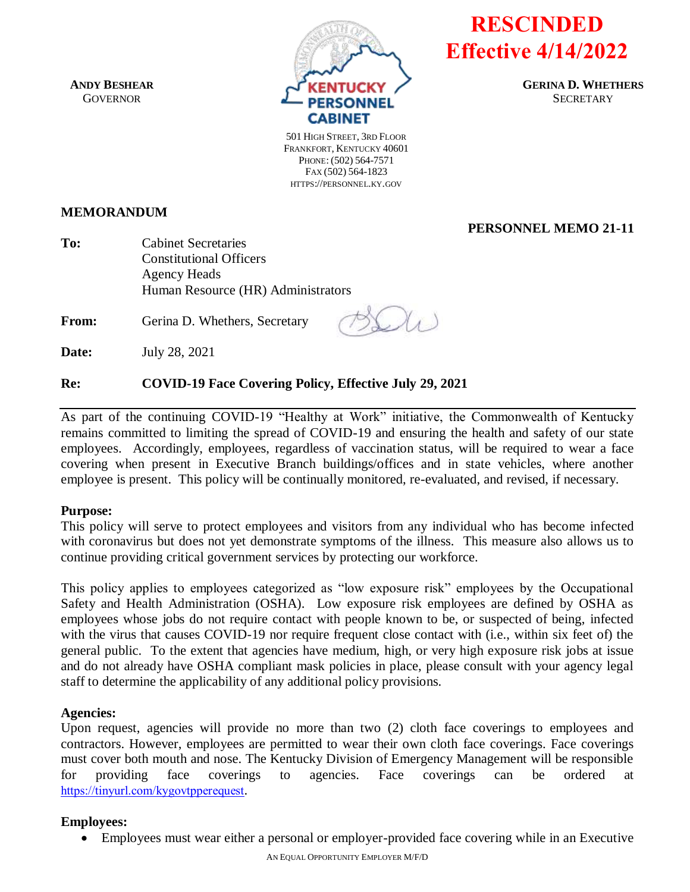**RESCINDED**
**Effective 4/14/2022**

**ANDY BESHEAR**
GOVERNOR

**KENTUCKY PERSONNEL CABINET**
501 HIGH STREET, 3RD FLOOR
FRANKFORT, KENTUCKY 40601
PHONE: (502) 564-7571
FAX (502) 564-1823
HTTPS://PERSONNEL.KY.GOV

**GERINA D. WHETHERS**
SECRETARY

## MEMORANDUM

**PERSONNEL MEMO 21-11**

**To:** Cabinet Secretaries
Constitutional Officers
Agency Heads
Human Resource (HR) Administrators

**From:** Gerina D. Whethers, Secretary

**Date:** July 28, 2021

**Re:** **COVID-19 Face Covering Policy, Effective July 29, 2021**

---

As part of the continuing COVID-19 "Healthy at Work" initiative, the Commonwealth of Kentucky remains committed to limiting the spread of COVID-19 and ensuring the health and safety of our state employees. Accordingly, employees, regardless of vaccination status, will be required to wear a face covering when present in Executive Branch buildings/offices and in state vehicles, where another employee is present. This policy will be continually monitored, re-evaluated, and revised, if necessary.

**Purpose:**
This policy will serve to protect employees and visitors from any individual who has become infected with coronavirus but does not yet demonstrate symptoms of the illness. This measure also allows us to continue providing critical government services by protecting our workforce.

This policy applies to employees categorized as "low exposure risk" employees by the Occupational Safety and Health Administration (OSHA). Low exposure risk employees are defined by OSHA as employees whose jobs do not require contact with people known to be, or suspected of being, infected with the virus that causes COVID-19 nor require frequent close contact with (i.e., within six feet of) the general public. To the extent that agencies have medium, high, or very high exposure risk jobs at issue and do not already have OSHA compliant mask policies in place, please consult with your agency legal staff to determine the applicability of any additional policy provisions.

**Agencies:**
Upon request, agencies will provide no more than two (2) cloth face coverings to employees and contractors. However, employees are permitted to wear their own cloth face coverings. Face coverings must cover both mouth and nose. The Kentucky Division of Emergency Management will be responsible for providing face coverings to agencies. Face coverings can be ordered at https://tinyurl.com/kygovtpperequest.

**Employees:**

- Employees must wear either a personal or employer-provided face covering while in an Executive

AN EQUAL OPPORTUNITY EMPLOYER M/F/D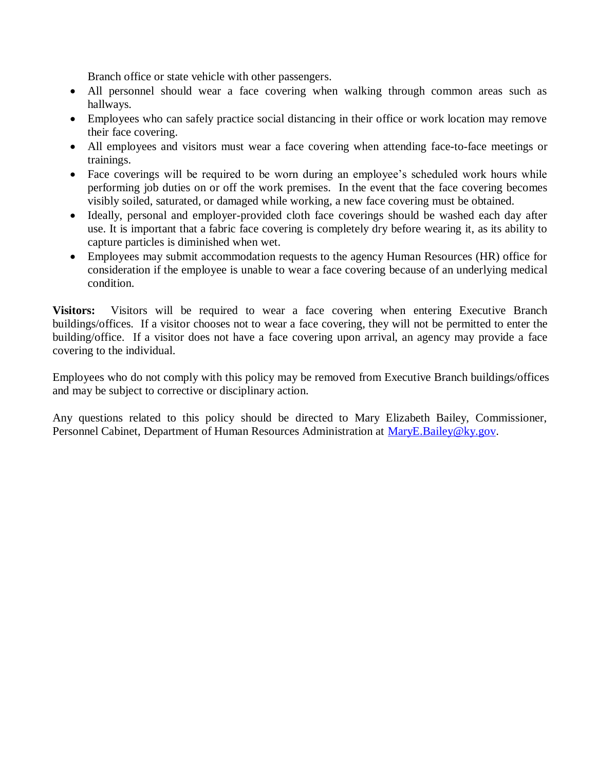Branch office or state vehicle with other passengers.

- All personnel should wear a face covering when walking through common areas such as hallways.
- Employees who can safely practice social distancing in their office or work location may remove their face covering.
- All employees and visitors must wear a face covering when attending face-to-face meetings or trainings.
- Face coverings will be required to be worn during an employee's scheduled work hours while performing job duties on or off the work premises. In the event that the face covering becomes visibly soiled, saturated, or damaged while working, a new face covering must be obtained.
- Ideally, personal and employer-provided cloth face coverings should be washed each day after use. It is important that a fabric face covering is completely dry before wearing it, as its ability to capture particles is diminished when wet.
- Employees may submit accommodation requests to the agency Human Resources (HR) office for consideration if the employee is unable to wear a face covering because of an underlying medical condition.

**Visitors:** Visitors will be required to wear a face covering when entering Executive Branch buildings/offices. If a visitor chooses not to wear a face covering, they will not be permitted to enter the building/office. If a visitor does not have a face covering upon arrival, an agency may provide a face covering to the individual.

Employees who do not comply with this policy may be removed from Executive Branch buildings/offices and may be subject to corrective or disciplinary action.

Any questions related to this policy should be directed to Mary Elizabeth Bailey, Commissioner, Personnel Cabinet, Department of Human Resources Administration at [MaryE.Bailey@ky.gov](mailto:MaryE.Bailey@ky.gov).